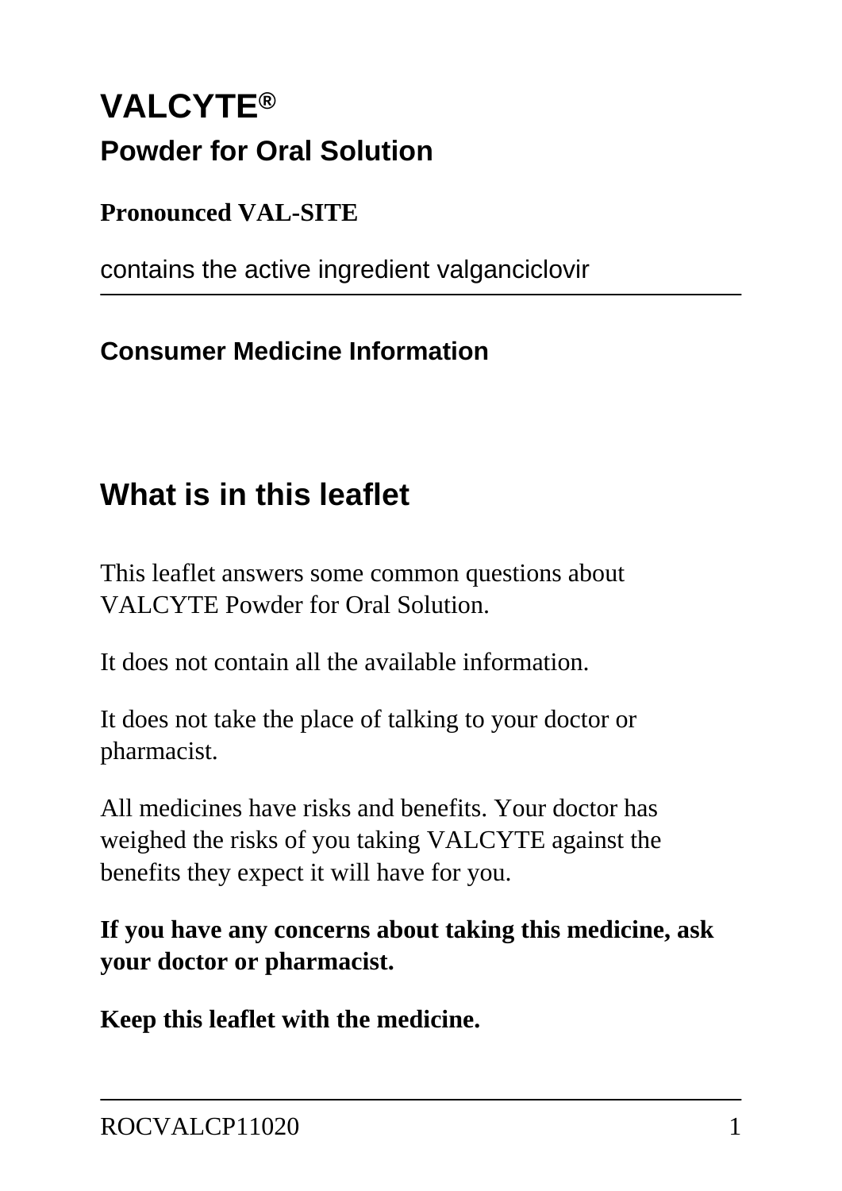# VALCYTE®

## Powder for Oral Solution

**Pronounced VAL-SITE**

contains the active ingredient valganciclovir

---

**Consumer Medicine Information**

## What is in this leaflet

This leaflet answers some common questions about VALCYTE Powder for Oral Solution.

It does not contain all the available information.

It does not take the place of talking to your doctor or pharmacist.

All medicines have risks and benefits. Your doctor has weighed the risks of you taking VALCYTE against the benefits they expect it will have for you.

**If you have any concerns about taking this medicine, ask your doctor or pharmacist.**

**Keep this leaflet with the medicine.**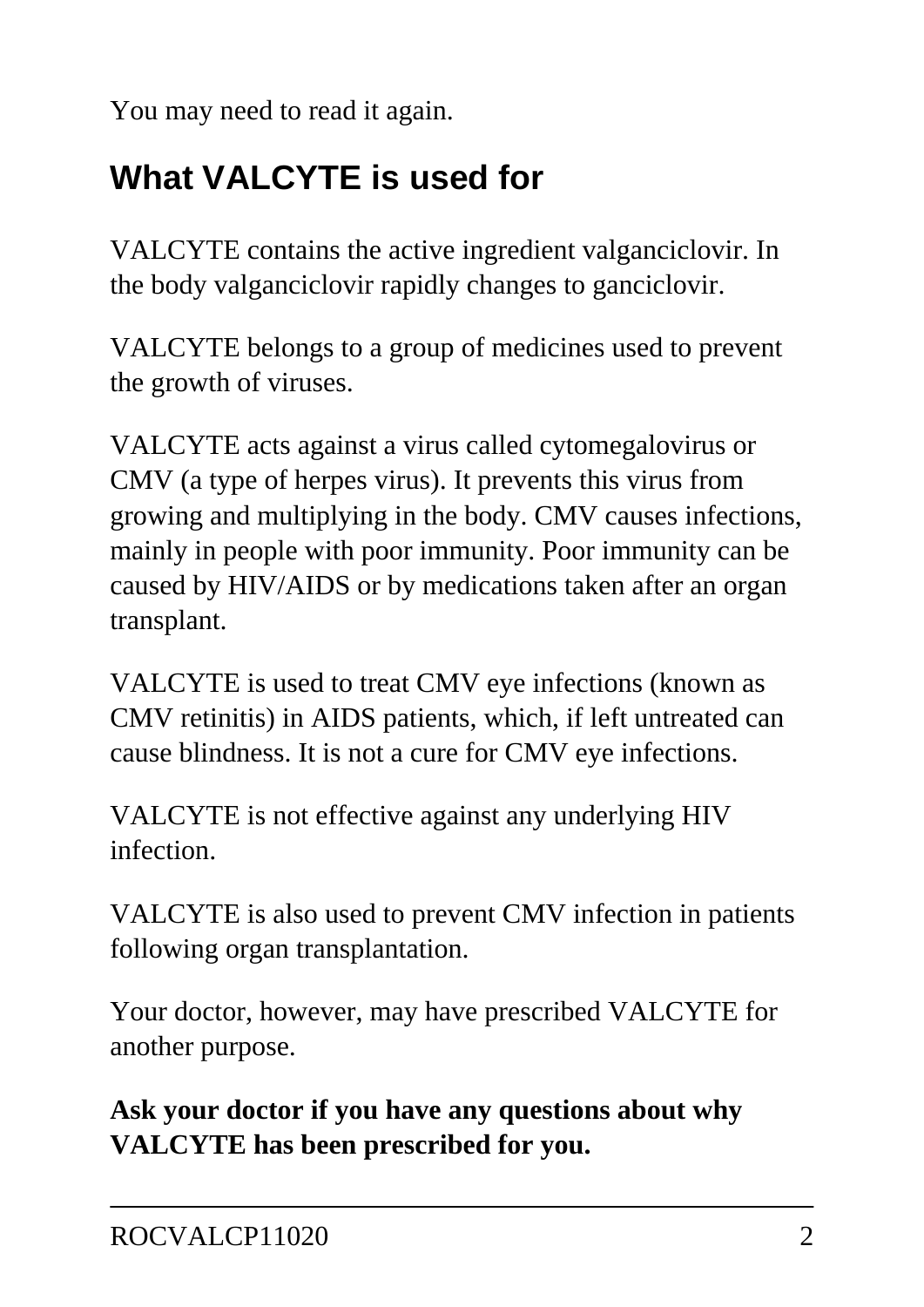You may need to read it again.

## What VALCYTE is used for

VALCYTE contains the active ingredient valganciclovir. In the body valganciclovir rapidly changes to ganciclovir.

VALCYTE belongs to a group of medicines used to prevent the growth of viruses.

VALCYTE acts against a virus called cytomegalovirus or CMV (a type of herpes virus). It prevents this virus from growing and multiplying in the body. CMV causes infections, mainly in people with poor immunity. Poor immunity can be caused by HIV/AIDS or by medications taken after an organ transplant.

VALCYTE is used to treat CMV eye infections (known as CMV retinitis) in AIDS patients, which, if left untreated can cause blindness. It is not a cure for CMV eye infections.

VALCYTE is not effective against any underlying HIV infection.

VALCYTE is also used to prevent CMV infection in patients following organ transplantation.

Your doctor, however, may have prescribed VALCYTE for another purpose.

**Ask your doctor if you have any questions about why VALCYTE has been prescribed for you.**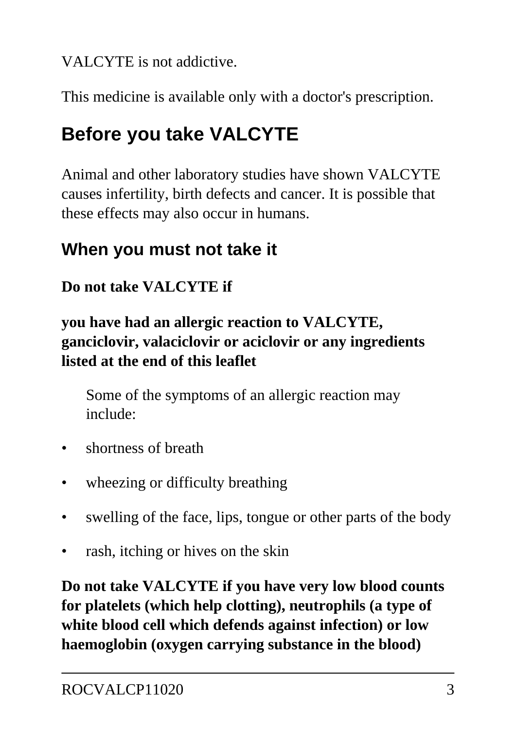VALCYTE is not addictive.

This medicine is available only with a doctor's prescription.

## Before you take VALCYTE

Animal and other laboratory studies have shown VALCYTE causes infertility, birth defects and cancer. It is possible that these effects may also occur in humans.

### When you must not take it

**Do not take VALCYTE if**

**you have had an allergic reaction to VALCYTE, ganciclovir, valaciclovir or aciclovir or any ingredients listed at the end of this leaflet**

Some of the symptoms of an allergic reaction may include:

- shortness of breath
- wheezing or difficulty breathing
- swelling of the face, lips, tongue or other parts of the body
- rash, itching or hives on the skin

**Do not take VALCYTE if you have very low blood counts for platelets (which help clotting), neutrophils (a type of white blood cell which defends against infection) or low haemoglobin (oxygen carrying substance in the blood)**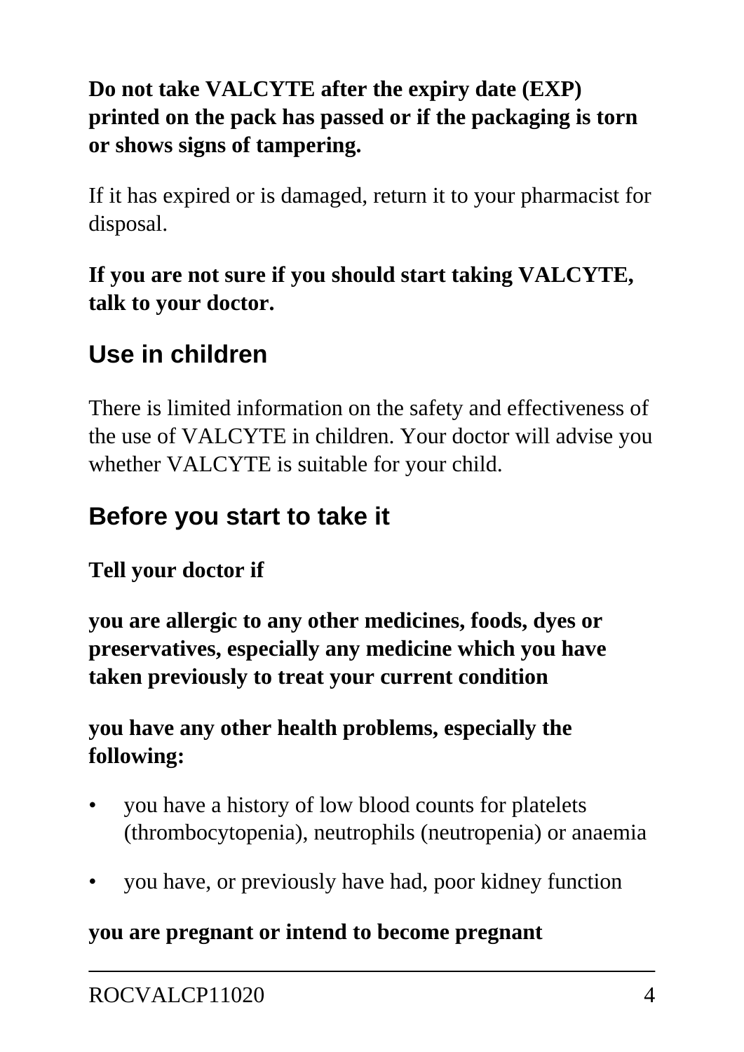**Do not take VALCYTE after the expiry date (EXP) printed on the pack has passed or if the packaging is torn or shows signs of tampering.**

If it has expired or is damaged, return it to your pharmacist for disposal.

**If you are not sure if you should start taking VALCYTE, talk to your doctor.**

## Use in children

There is limited information on the safety and effectiveness of the use of VALCYTE in children. Your doctor will advise you whether VALCYTE is suitable for your child.

## Before you start to take it

**Tell your doctor if**

**you are allergic to any other medicines, foods, dyes or preservatives, especially any medicine which you have taken previously to treat your current condition**

**you have any other health problems, especially the following:**

- you have a history of low blood counts for platelets (thrombocytopenia), neutrophils (neutropenia) or anaemia
- you have, or previously have had, poor kidney function

**you are pregnant or intend to become pregnant**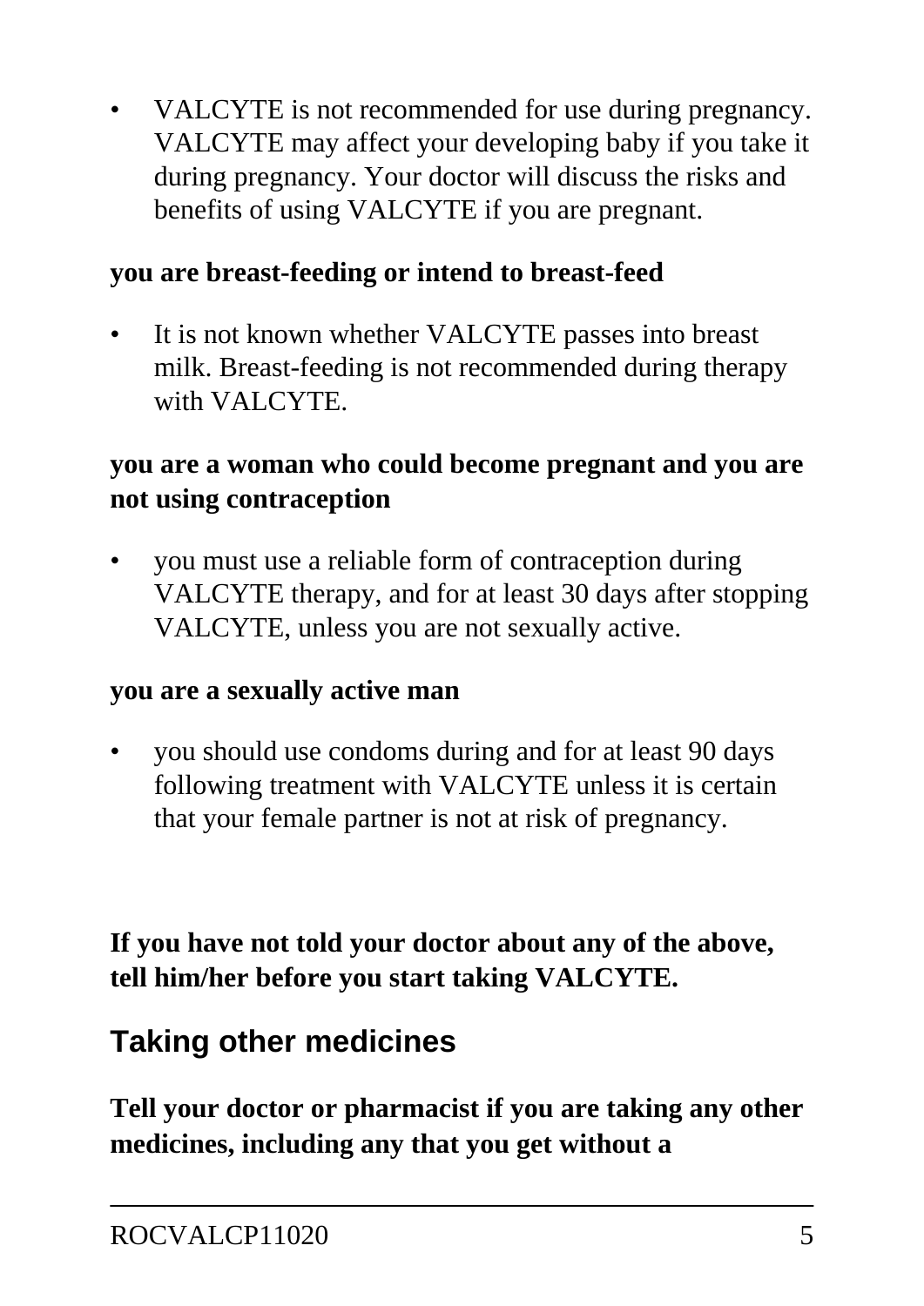- VALCYTE is not recommended for use during pregnancy. VALCYTE may affect your developing baby if you take it during pregnancy. Your doctor will discuss the risks and benefits of using VALCYTE if you are pregnant.

**you are breast-feeding or intend to breast-feed**

- It is not known whether VALCYTE passes into breast milk. Breast-feeding is not recommended during therapy with VALCYTE.

**you are a woman who could become pregnant and you are not using contraception**

- you must use a reliable form of contraception during VALCYTE therapy, and for at least 30 days after stopping VALCYTE, unless you are not sexually active.

**you are a sexually active man**

- you should use condoms during and for at least 90 days following treatment with VALCYTE unless it is certain that your female partner is not at risk of pregnancy.

**If you have not told your doctor about any of the above, tell him/her before you start taking VALCYTE.**

## Taking other medicines

**Tell your doctor or pharmacist if you are taking any other medicines, including any that you get without a**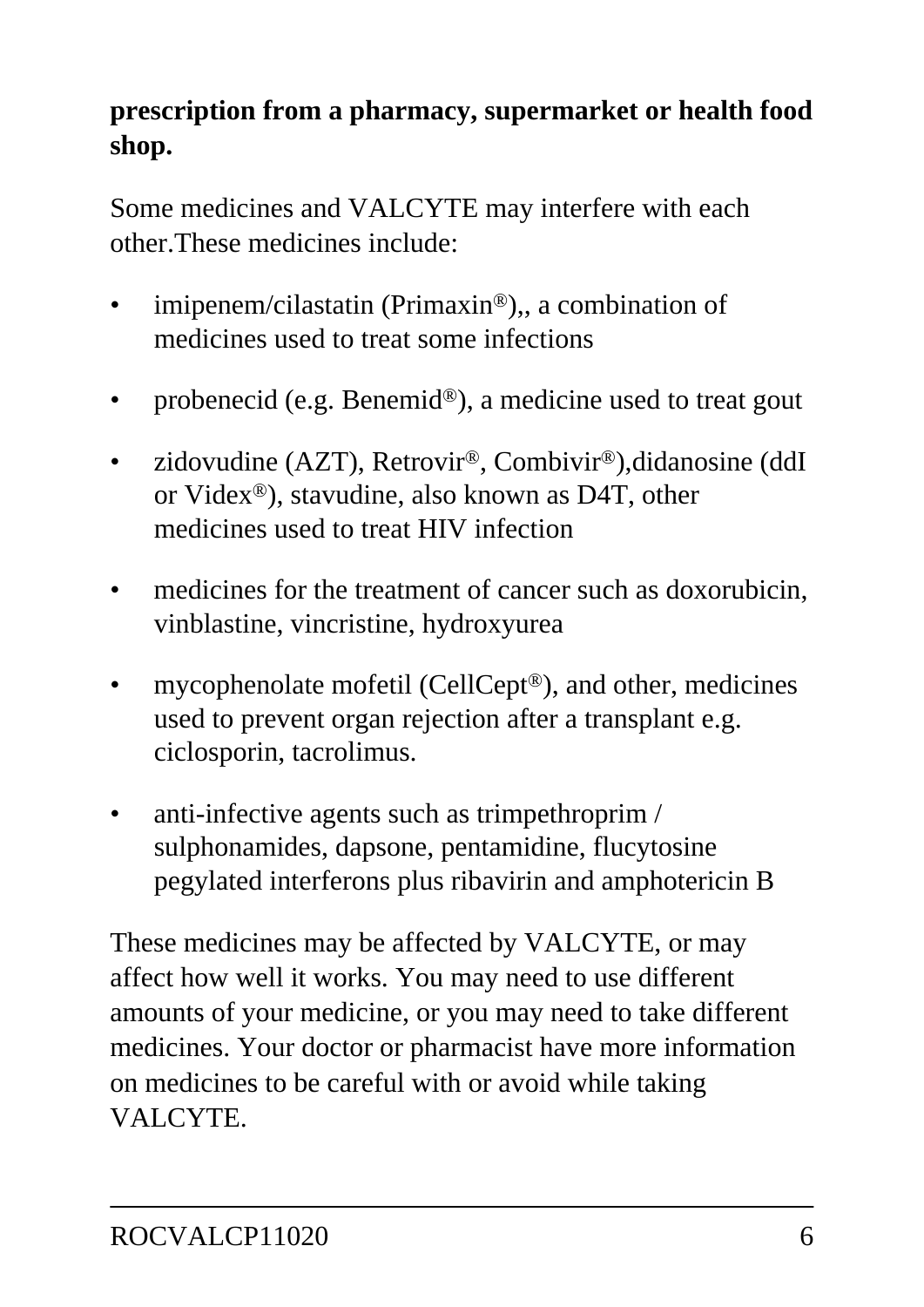**prescription from a pharmacy, supermarket or health food shop.**

Some medicines and VALCYTE may interfere with each other.These medicines include:

- imipenem/cilastatin (Primaxin®),, a combination of medicines used to treat some infections
- probenecid (e.g. Benemid®), a medicine used to treat gout
- zidovudine (AZT), Retrovir®, Combivir®),didanosine (ddI or Videx®), stavudine, also known as D4T, other medicines used to treat HIV infection
- medicines for the treatment of cancer such as doxorubicin, vinblastine, vincristine, hydroxyurea
- mycophenolate mofetil (CellCept®), and other, medicines used to prevent organ rejection after a transplant e.g. ciclosporin, tacrolimus.
- anti-infective agents such as trimpethroprim / sulphonamides, dapsone, pentamidine, flucytosine pegylated interferons plus ribavirin and amphotericin B

These medicines may be affected by VALCYTE, or may affect how well it works. You may need to use different amounts of your medicine, or you may need to take different medicines. Your doctor or pharmacist have more information on medicines to be careful with or avoid while taking VALCYTE.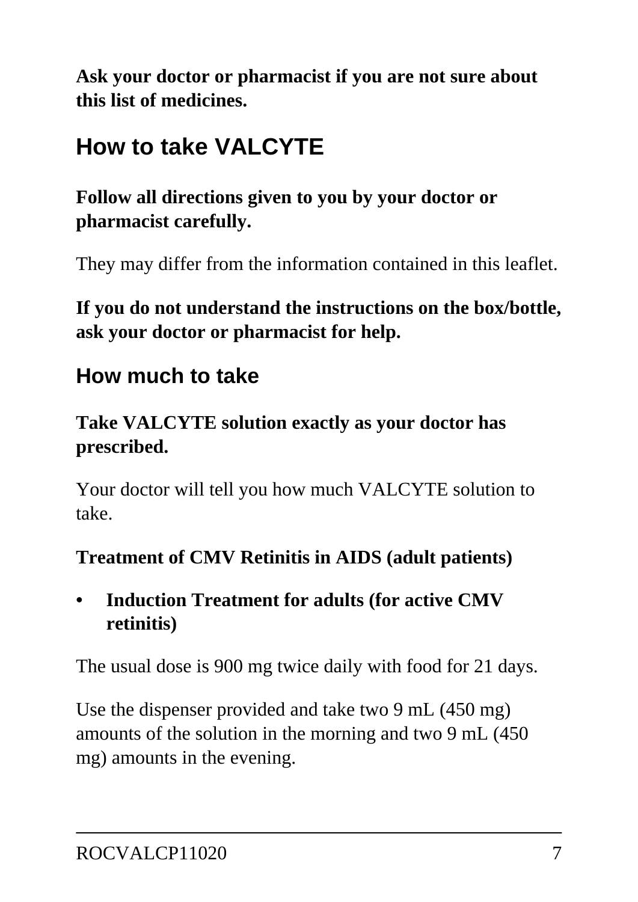**Ask your doctor or pharmacist if you are not sure about this list of medicines.**

## How to take VALCYTE

**Follow all directions given to you by your doctor or pharmacist carefully.**

They may differ from the information contained in this leaflet.

**If you do not understand the instructions on the box/bottle, ask your doctor or pharmacist for help.**

### How much to take

**Take VALCYTE solution exactly as your doctor has prescribed.**

Your doctor will tell you how much VALCYTE solution to take.

**Treatment of CMV Retinitis in AIDS (adult patients)**

- **Induction Treatment for adults (for active CMV retinitis)**

The usual dose is 900 mg twice daily with food for 21 days.

Use the dispenser provided and take two 9 mL (450 mg) amounts of the solution in the morning and two 9 mL (450 mg) amounts in the evening.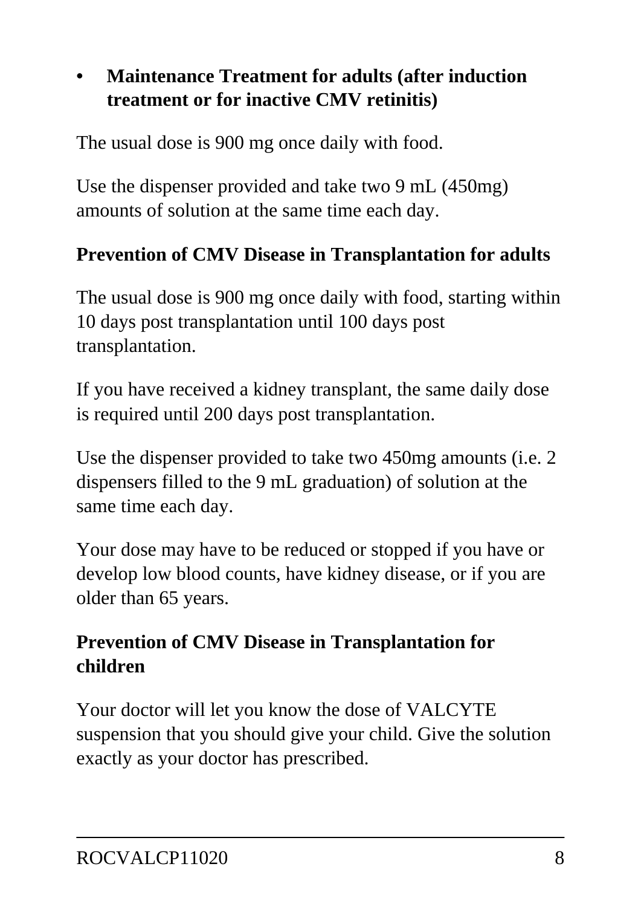- **Maintenance Treatment for adults (after induction treatment or for inactive CMV retinitis)**

The usual dose is 900 mg once daily with food.

Use the dispenser provided and take two 9 mL (450mg) amounts of solution at the same time each day.

**Prevention of CMV Disease in Transplantation for adults**

The usual dose is 900 mg once daily with food, starting within 10 days post transplantation until 100 days post transplantation.

If you have received a kidney transplant, the same daily dose is required until 200 days post transplantation.

Use the dispenser provided to take two 450mg amounts (i.e. 2 dispensers filled to the 9 mL graduation) of solution at the same time each day.

Your dose may have to be reduced or stopped if you have or develop low blood counts, have kidney disease, or if you are older than 65 years.

**Prevention of CMV Disease in Transplantation for children**

Your doctor will let you know the dose of VALCYTE suspension that you should give your child. Give the solution exactly as your doctor has prescribed.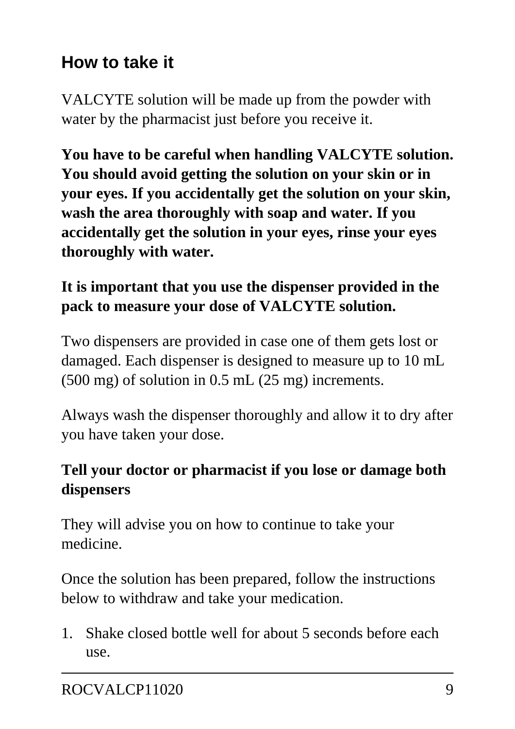## How to take it

VALCYTE solution will be made up from the powder with water by the pharmacist just before you receive it.

**You have to be careful when handling VALCYTE solution. You should avoid getting the solution on your skin or in your eyes. If you accidentally get the solution on your skin, wash the area thoroughly with soap and water. If you accidentally get the solution in your eyes, rinse your eyes thoroughly with water.**

**It is important that you use the dispenser provided in the pack to measure your dose of VALCYTE solution.**

Two dispensers are provided in case one of them gets lost or damaged. Each dispenser is designed to measure up to 10 mL (500 mg) of solution in 0.5 mL (25 mg) increments.

Always wash the dispenser thoroughly and allow it to dry after you have taken your dose.

**Tell your doctor or pharmacist if you lose or damage both dispensers**

They will advise you on how to continue to take your medicine.

Once the solution has been prepared, follow the instructions below to withdraw and take your medication.

1. Shake closed bottle well for about 5 seconds before each use.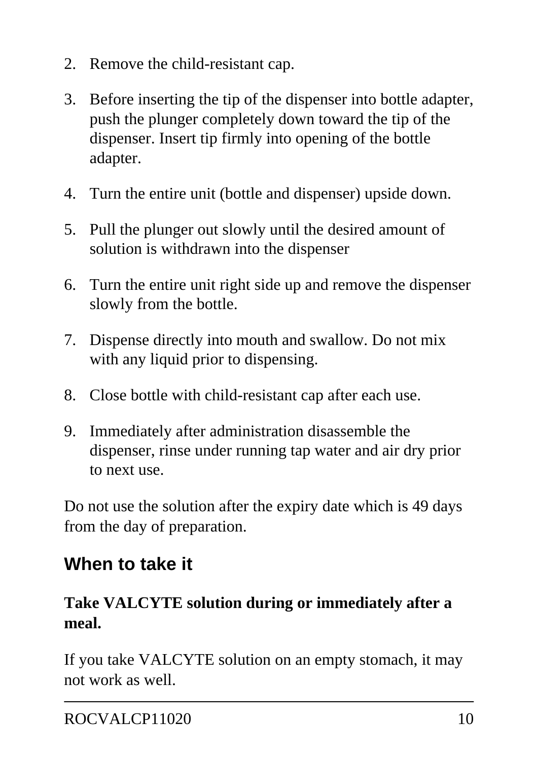2. Remove the child-resistant cap.
3. Before inserting the tip of the dispenser into bottle adapter, push the plunger completely down toward the tip of the dispenser. Insert tip firmly into opening of the bottle adapter.
4. Turn the entire unit (bottle and dispenser) upside down.
5. Pull the plunger out slowly until the desired amount of solution is withdrawn into the dispenser
6. Turn the entire unit right side up and remove the dispenser slowly from the bottle.
7. Dispense directly into mouth and swallow. Do not mix with any liquid prior to dispensing.
8. Close bottle with child-resistant cap after each use.
9. Immediately after administration disassemble the dispenser, rinse under running tap water and air dry prior to next use.

Do not use the solution after the expiry date which is 49 days from the day of preparation.

## When to take it

**Take VALCYTE solution during or immediately after a meal.**

If you take VALCYTE solution on an empty stomach, it may not work as well.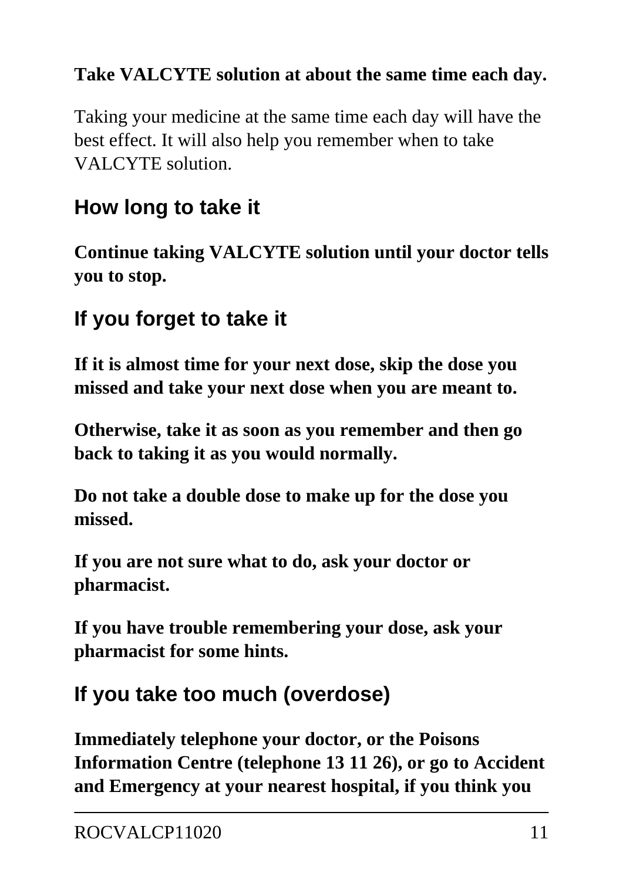**Take VALCYTE solution at about the same time each day.**

Taking your medicine at the same time each day will have the best effect. It will also help you remember when to take VALCYTE solution.

## How long to take it

**Continue taking VALCYTE solution until your doctor tells you to stop.**

## If you forget to take it

**If it is almost time for your next dose, skip the dose you missed and take your next dose when you are meant to.**

**Otherwise, take it as soon as you remember and then go back to taking it as you would normally.**

**Do not take a double dose to make up for the dose you missed.**

**If you are not sure what to do, ask your doctor or pharmacist.**

**If you have trouble remembering your dose, ask your pharmacist for some hints.**

## If you take too much (overdose)

**Immediately telephone your doctor, or the Poisons Information Centre (telephone 13 11 26), or go to Accident and Emergency at your nearest hospital, if you think you**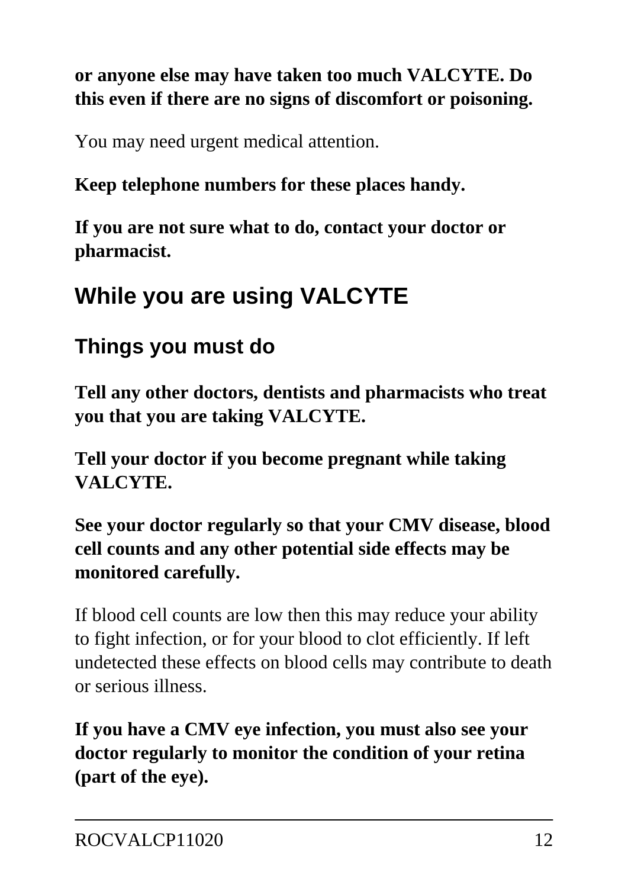**or anyone else may have taken too much VALCYTE. Do this even if there are no signs of discomfort or poisoning.**

You may need urgent medical attention.

**Keep telephone numbers for these places handy.**

**If you are not sure what to do, contact your doctor or pharmacist.**

## While you are using VALCYTE

### Things you must do

**Tell any other doctors, dentists and pharmacists who treat you that you are taking VALCYTE.**

**Tell your doctor if you become pregnant while taking VALCYTE.**

**See your doctor regularly so that your CMV disease, blood cell counts and any other potential side effects may be monitored carefully.**

If blood cell counts are low then this may reduce your ability to fight infection, or for your blood to clot efficiently. If left undetected these effects on blood cells may contribute to death or serious illness.

**If you have a CMV eye infection, you must also see your doctor regularly to monitor the condition of your retina (part of the eye).**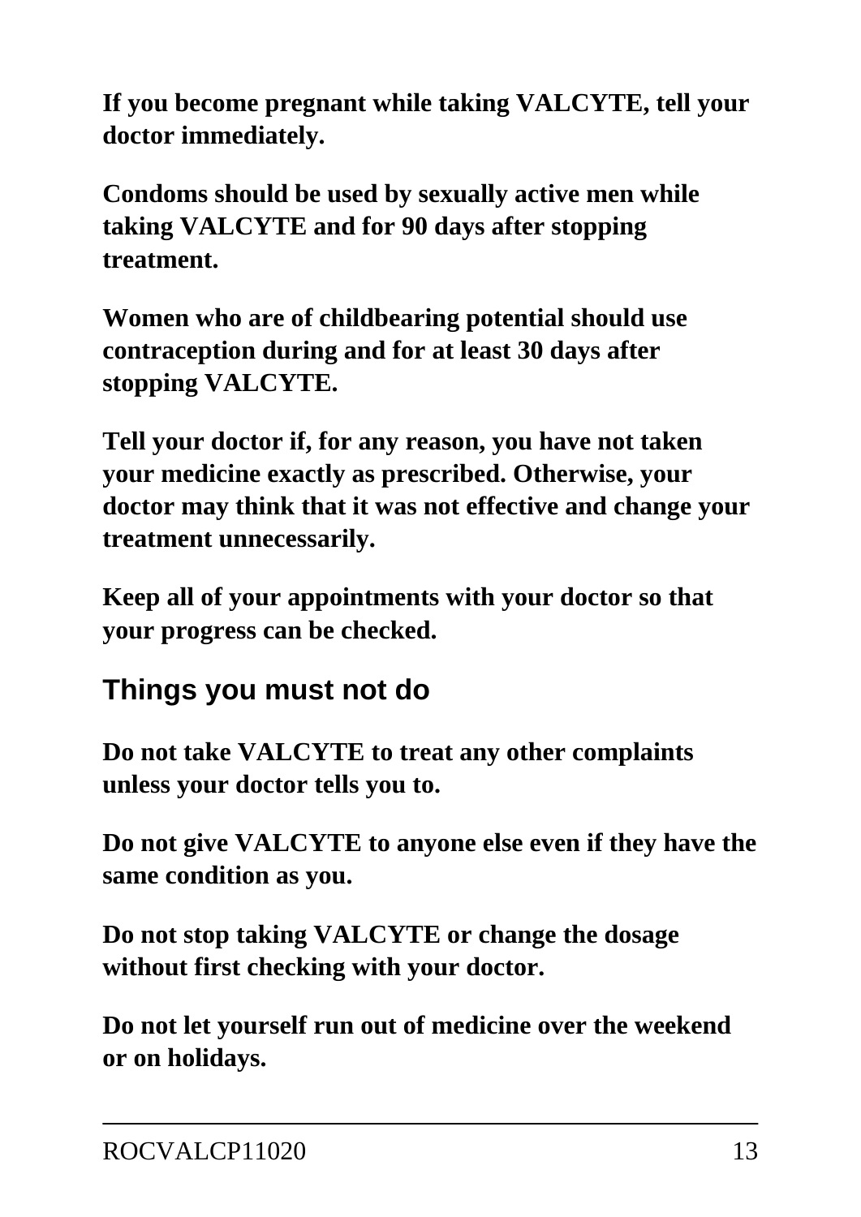**If you become pregnant while taking VALCYTE, tell your doctor immediately.**

**Condoms should be used by sexually active men while taking VALCYTE and for 90 days after stopping treatment.**

**Women who are of childbearing potential should use contraception during and for at least 30 days after stopping VALCYTE.**

**Tell your doctor if, for any reason, you have not taken your medicine exactly as prescribed. Otherwise, your doctor may think that it was not effective and change your treatment unnecessarily.**

**Keep all of your appointments with your doctor so that your progress can be checked.**

## Things you must not do

**Do not take VALCYTE to treat any other complaints unless your doctor tells you to.**

**Do not give VALCYTE to anyone else even if they have the same condition as you.**

**Do not stop taking VALCYTE or change the dosage without first checking with your doctor.**

**Do not let yourself run out of medicine over the weekend or on holidays.**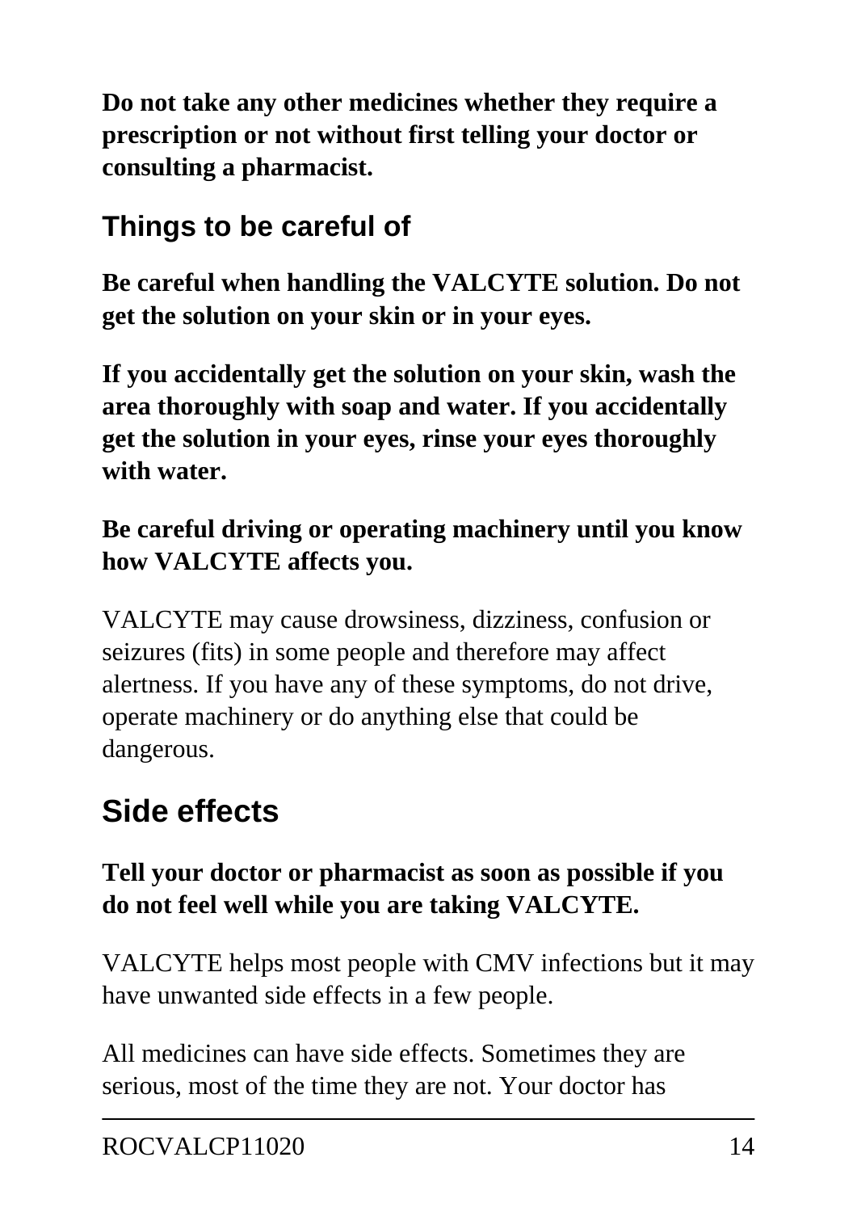**Do not take any other medicines whether they require a prescription or not without first telling your doctor or consulting a pharmacist.**

## Things to be careful of

**Be careful when handling the VALCYTE solution. Do not get the solution on your skin or in your eyes.**

**If you accidentally get the solution on your skin, wash the area thoroughly with soap and water. If you accidentally get the solution in your eyes, rinse your eyes thoroughly with water.**

**Be careful driving or operating machinery until you know how VALCYTE affects you.**

VALCYTE may cause drowsiness, dizziness, confusion or seizures (fits) in some people and therefore may affect alertness. If you have any of these symptoms, do not drive, operate machinery or do anything else that could be dangerous.

# Side effects

**Tell your doctor or pharmacist as soon as possible if you do not feel well while you are taking VALCYTE.**

VALCYTE helps most people with CMV infections but it may have unwanted side effects in a few people.

All medicines can have side effects. Sometimes they are serious, most of the time they are not. Your doctor has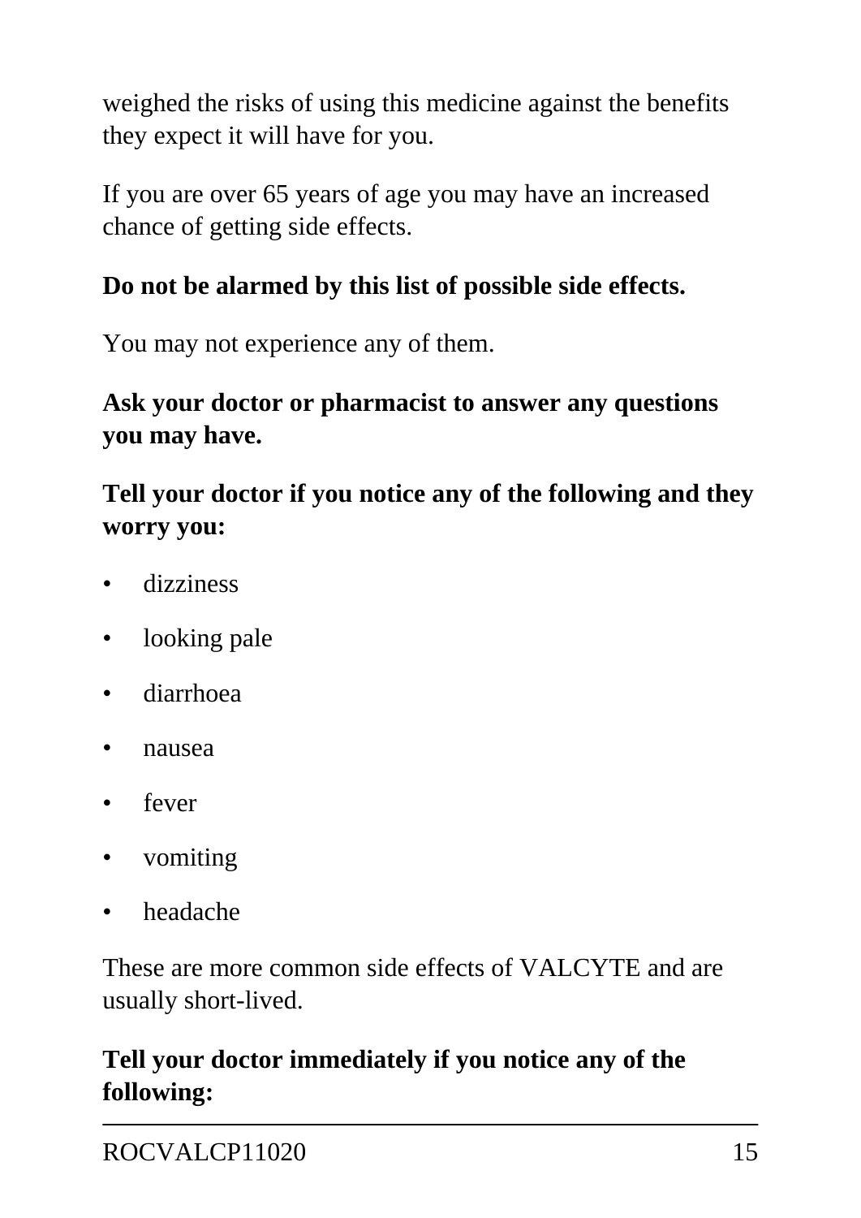weighed the risks of using this medicine against the benefits they expect it will have for you.

If you are over 65 years of age you may have an increased chance of getting side effects.

**Do not be alarmed by this list of possible side effects.**

You may not experience any of them.

**Ask your doctor or pharmacist to answer any questions you may have.**

**Tell your doctor if you notice any of the following and they worry you:**

- dizziness
- looking pale
- diarrhoea
- nausea
- fever
- vomiting
- headache

These are more common side effects of VALCYTE and are usually short-lived.

**Tell your doctor immediately if you notice any of the following:**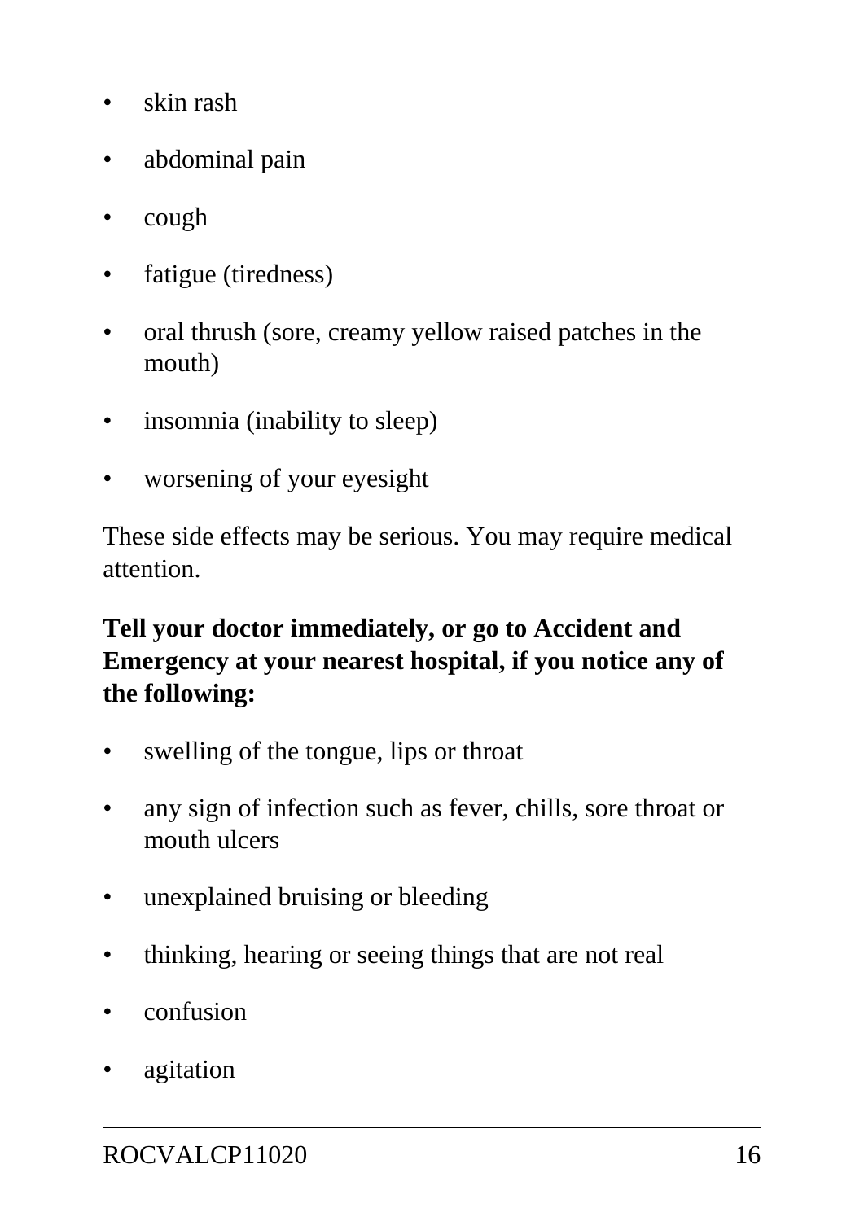- skin rash
- abdominal pain
- cough
- fatigue (tiredness)
- oral thrush (sore, creamy yellow raised patches in the mouth)
- insomnia (inability to sleep)
- worsening of your eyesight

These side effects may be serious. You may require medical attention.

**Tell your doctor immediately, or go to Accident and Emergency at your nearest hospital, if you notice any of the following:**

- swelling of the tongue, lips or throat
- any sign of infection such as fever, chills, sore throat or mouth ulcers
- unexplained bruising or bleeding
- thinking, hearing or seeing things that are not real
- confusion
- agitation

ROCVALCP11020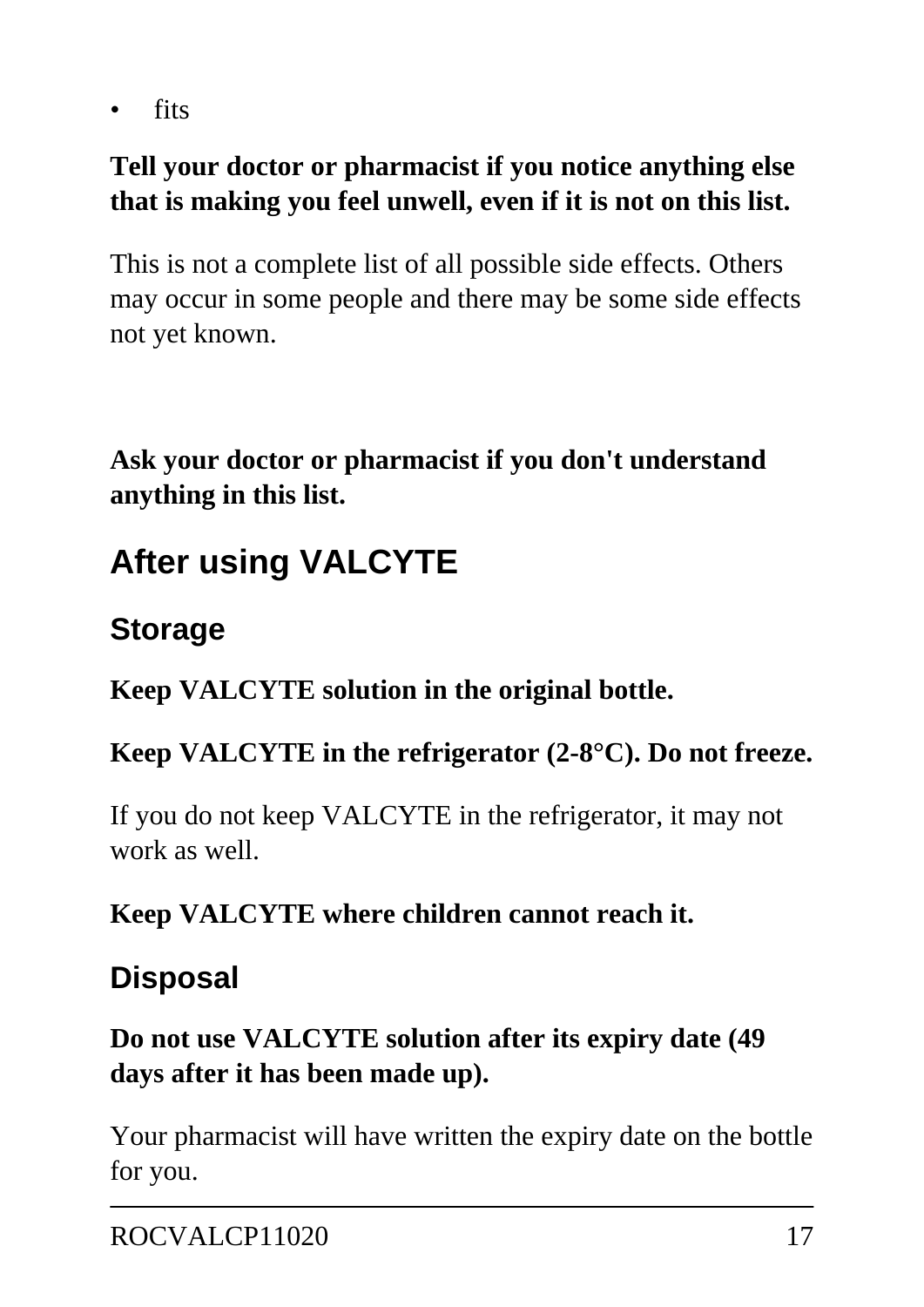- fits

**Tell your doctor or pharmacist if you notice anything else that is making you feel unwell, even if it is not on this list.**

This is not a complete list of all possible side effects. Others may occur in some people and there may be some side effects not yet known.

**Ask your doctor or pharmacist if you don't understand anything in this list.**

## After using VALCYTE

### Storage

**Keep VALCYTE solution in the original bottle.**

**Keep VALCYTE in the refrigerator (2-8°C). Do not freeze.**

If you do not keep VALCYTE in the refrigerator, it may not work as well.

**Keep VALCYTE where children cannot reach it.**

### Disposal

**Do not use VALCYTE solution after its expiry date (49 days after it has been made up).**

Your pharmacist will have written the expiry date on the bottle for you.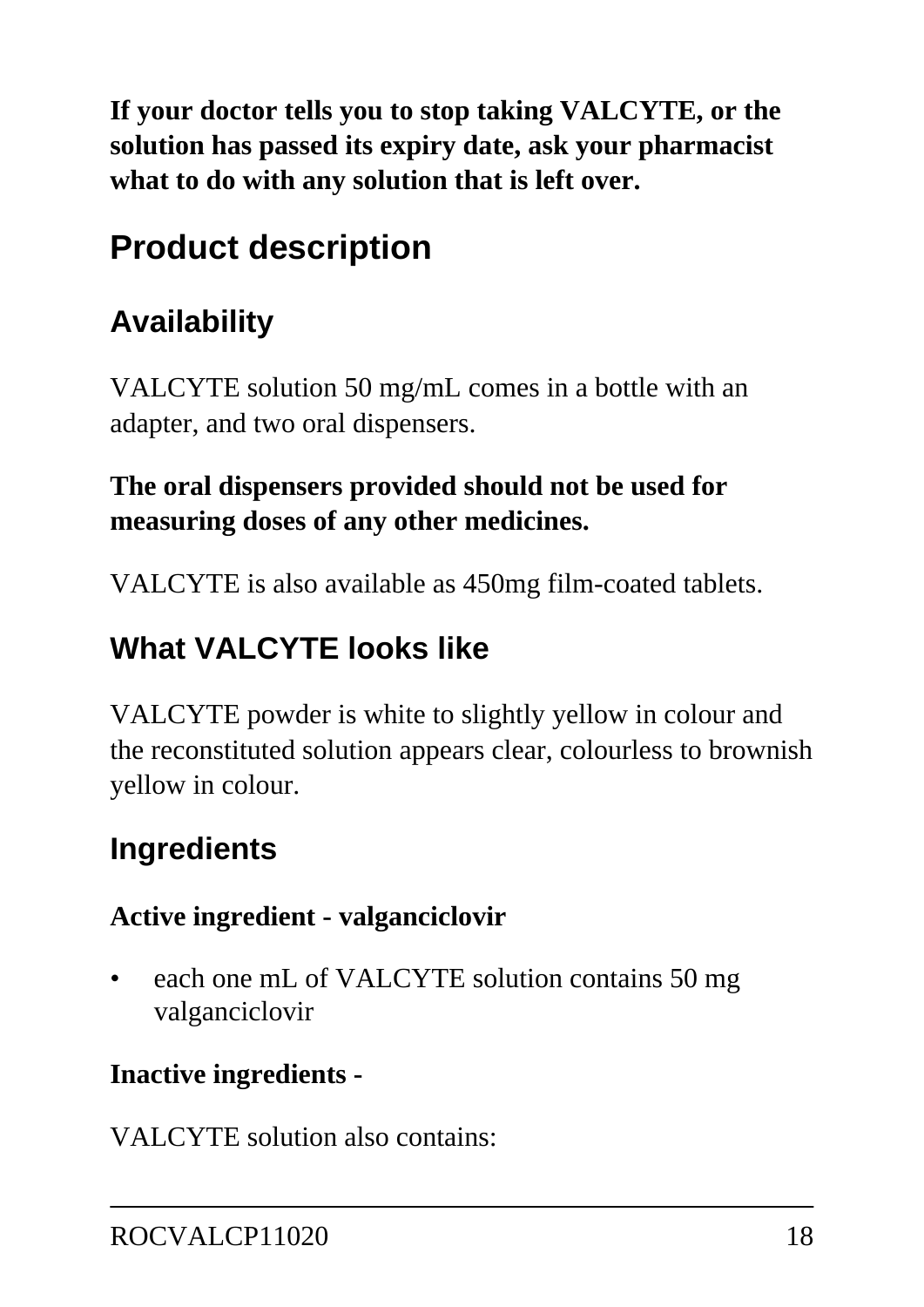**If your doctor tells you to stop taking VALCYTE, or the solution has passed its expiry date, ask your pharmacist what to do with any solution that is left over.**

# Product description

## Availability

VALCYTE solution 50 mg/mL comes in a bottle with an adapter, and two oral dispensers.

**The oral dispensers provided should not be used for measuring doses of any other medicines.**

VALCYTE is also available as 450mg film-coated tablets.

## What VALCYTE looks like

VALCYTE powder is white to slightly yellow in colour and the reconstituted solution appears clear, colourless to brownish yellow in colour.

## Ingredients

**Active ingredient - valganciclovir**

- each one mL of VALCYTE solution contains 50 mg valganciclovir

**Inactive ingredients -**

VALCYTE solution also contains: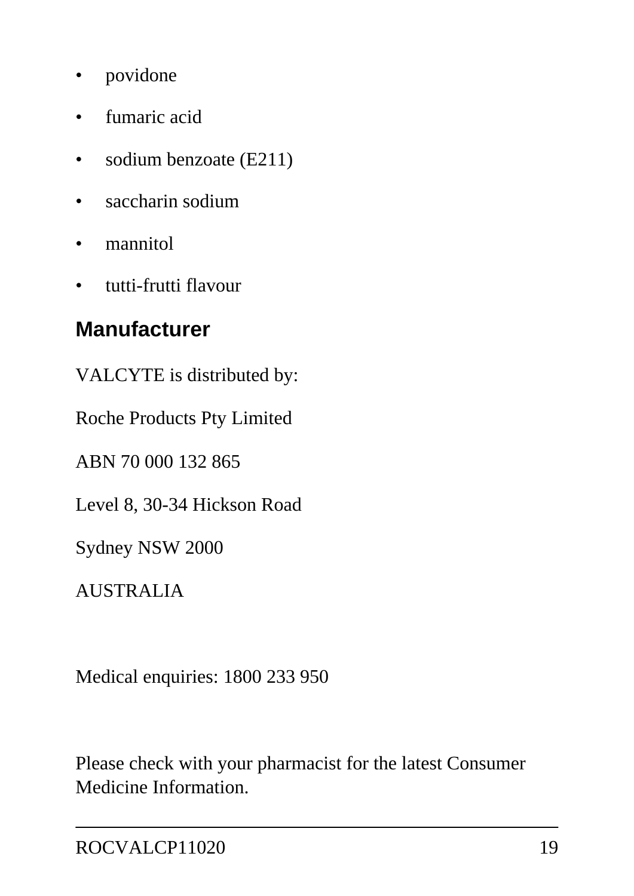- povidone
- fumaric acid
- sodium benzoate (E211)
- saccharin sodium
- mannitol
- tutti-frutti flavour

## Manufacturer

VALCYTE is distributed by:

Roche Products Pty Limited

ABN 70 000 132 865

Level 8, 30-34 Hickson Road

Sydney NSW 2000

AUSTRALIA

Medical enquiries: 1800 233 950

Please check with your pharmacist for the latest Consumer Medicine Information.

ROCVALCP11020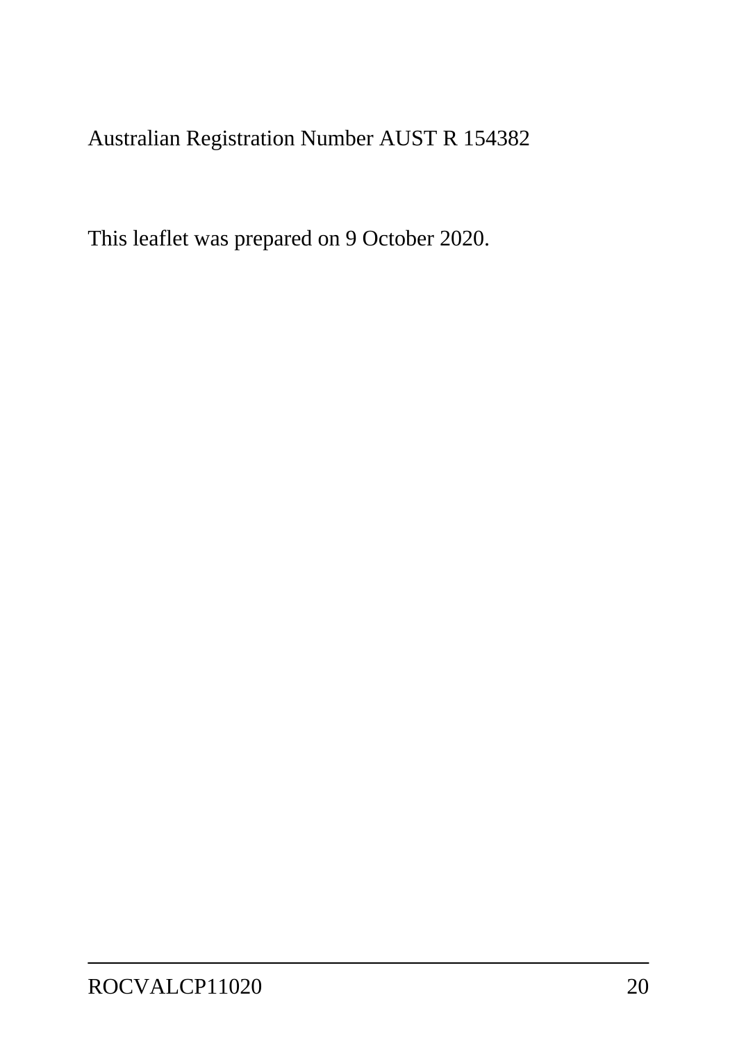Australian Registration Number AUST R 154382

This leaflet was prepared on 9 October 2020.